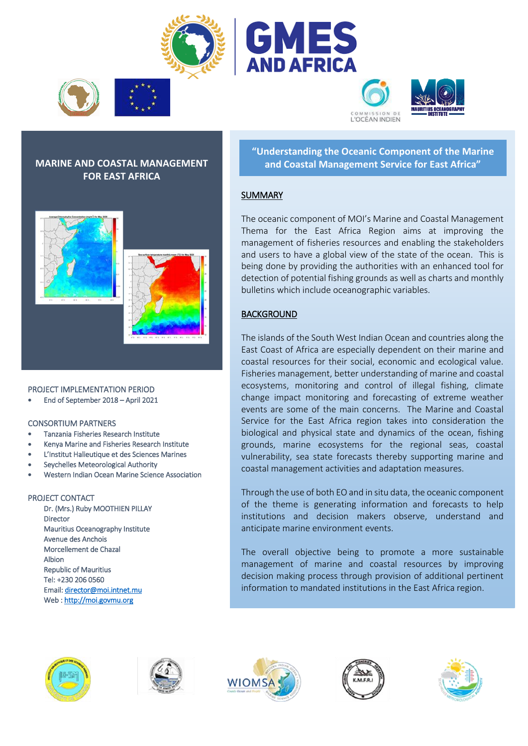# GMES AND AFRICA

## MARINE AND COASTAL MANAGEMENT FOR EAST AFRICA

PROJECT IMPLEMENTATION PERIOD

- End of September 2018 – April 2021

CONSORTIUM PARTNERS

- Tanzania Fisheries Research Institute
- Kenya Marine and Fisheries Research Institute
- L'Institut Halieutique et des Sciences Marines
- Seychelles Meteorological Authority
- Western Indian Ocean Marine Science Association

PROJECT CONTACT

Dr. (Mrs.) Ruby MOOTHIEN PILLAY
Director
Mauritius Oceanography Institute
Avenue des Anchois
Morcellement de Chazal
Albion
Republic of Mauritius
Tel: +230 206 0560
Email: director@moi.intnet.mu
Web : http://moi.govmu.org

## "Understanding the Oceanic Component of the Marine and Coastal Management Service for East Africa"

### SUMMARY

The oceanic component of MOI's Marine and Coastal Management Thema for the East Africa Region aims at improving the management of fisheries resources and enabling the stakeholders and users to have a global view of the state of the ocean. This is being done by providing the authorities with an enhanced tool for detection of potential fishing grounds as well as charts and monthly bulletins which include oceanographic variables.

### BACKGROUND

The islands of the South West Indian Ocean and countries along the East Coast of Africa are especially dependent on their marine and coastal resources for their social, economic and ecological value. Fisheries management, better understanding of marine and coastal ecosystems, monitoring and control of illegal fishing, climate change impact monitoring and forecasting of extreme weather events are some of the main concerns. The Marine and Coastal Service for the East Africa region takes into consideration the biological and physical state and dynamics of the ocean, fishing grounds, marine ecosystems for the regional seas, coastal vulnerability, sea state forecasts thereby supporting marine and coastal management activities and adaptation measures.

Through the use of both EO and in situ data, the oceanic component of the theme is generating information and forecasts to help institutions and decision makers observe, understand and anticipate marine environment events.

The overall objective being to promote a more sustainable management of marine and coastal resources by improving decision making process through provision of additional pertinent information to mandated institutions in the East Africa region.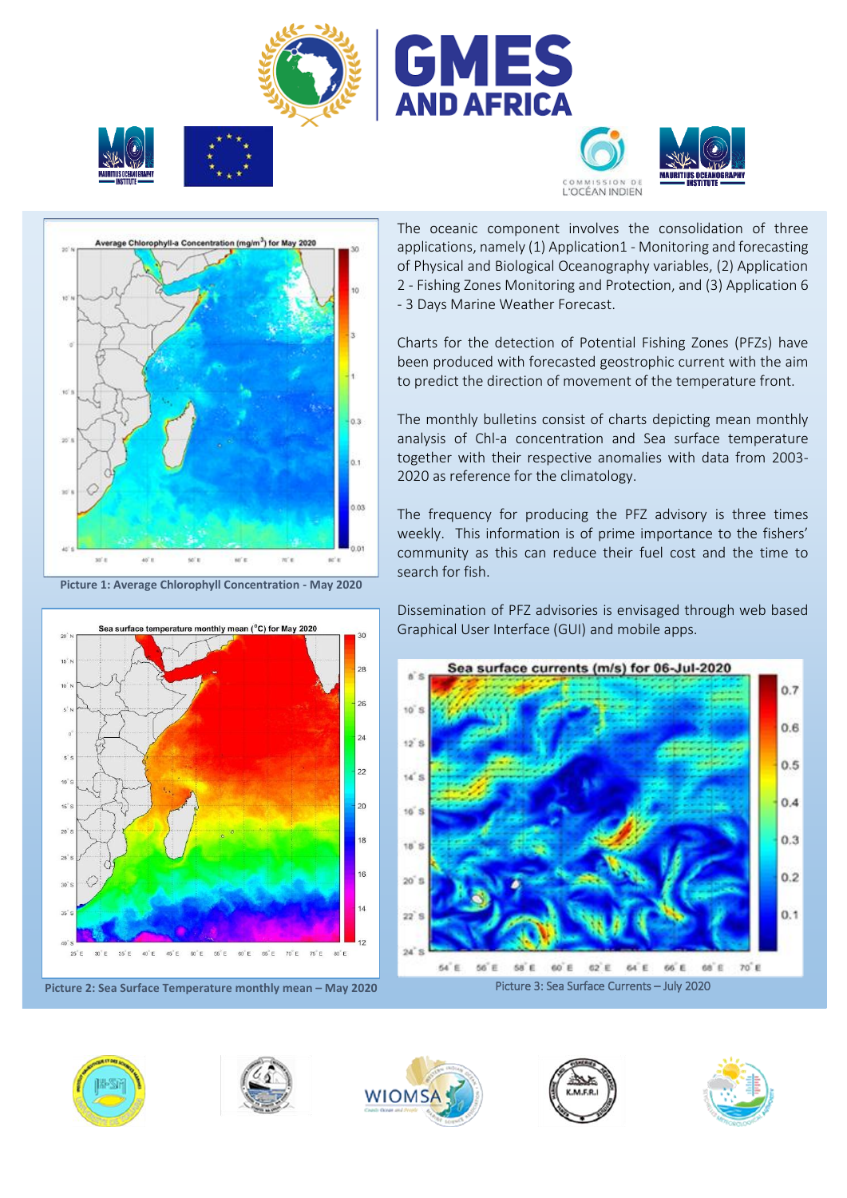The oceanic component involves the consolidation of three applications, namely (1) Application1 - Monitoring and forecasting of Physical and Biological Oceanography variables, (2) Application 2 - Fishing Zones Monitoring and Protection, and (3) Application 6 - 3 Days Marine Weather Forecast.

Charts for the detection of Potential Fishing Zones (PFZs) have been produced with forecasted geostrophic current with the aim to predict the direction of movement of the temperature front.

The monthly bulletins consist of charts depicting mean monthly analysis of Chl-a concentration and Sea surface temperature together with their respective anomalies with data from 2003-2020 as reference for the climatology.

The frequency for producing the PFZ advisory is three times weekly. This information is of prime importance to the fishers' community as this can reduce their fuel cost and the time to search for fish.

Dissemination of PFZ advisories is envisaged through web based Graphical User Interface (GUI) and mobile apps.

Average Chlorophyll-a Concentration (mg/m$^3$) for May 2020

Picture 1: Average Chlorophyll Concentration - May 2020

Sea surface temperature monthly mean (°C) for May 2020

Picture 2: Sea Surface Temperature monthly mean – May 2020

Sea surface currents (m/s) for 06-Jul-2020

Picture 3: Sea Surface Currents – July 2020